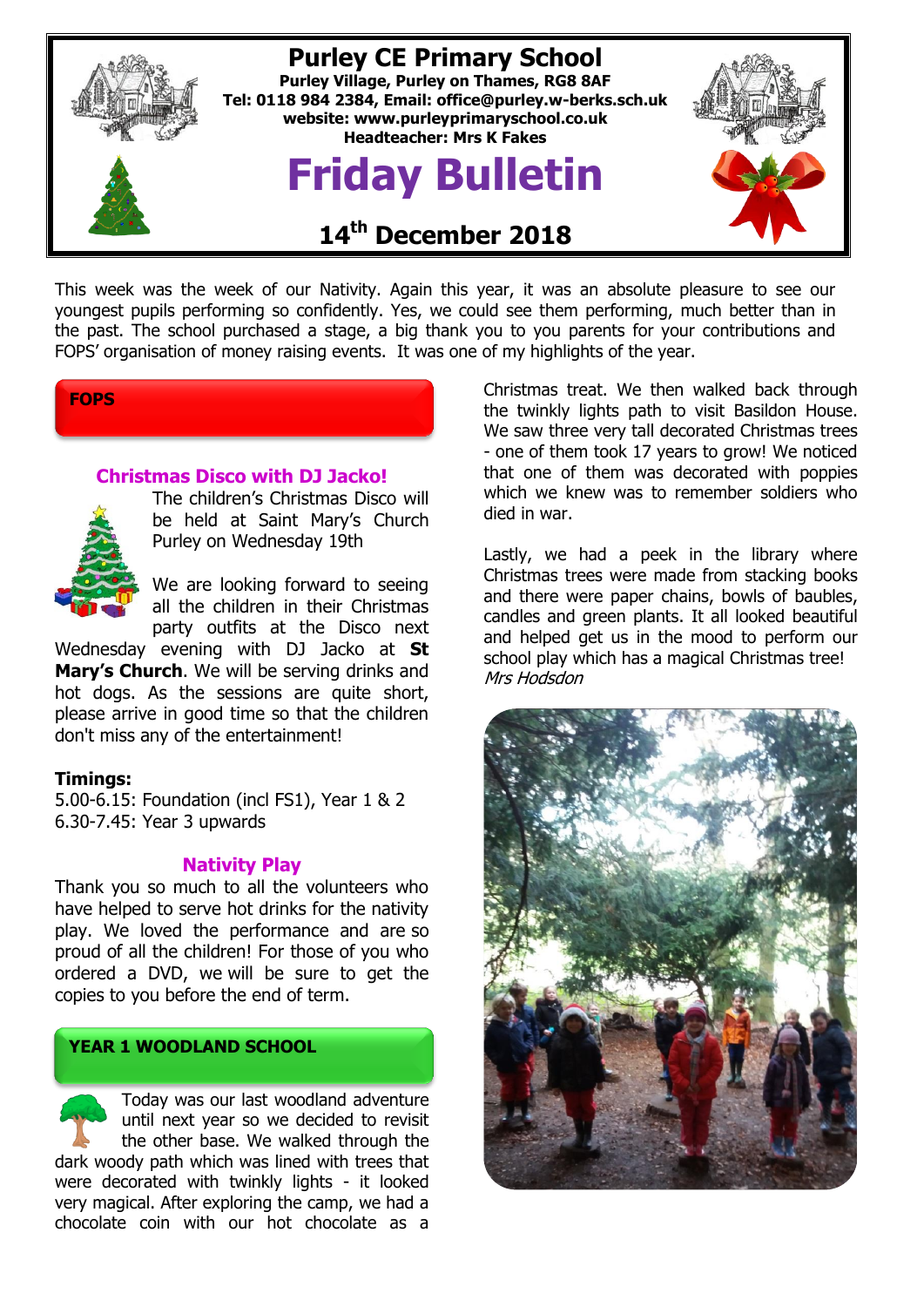# Purley CE Primary School

**Purley Village, Purley on Thames, RG8 8AF**
**Tel: 0118 984 2384, Email: office@purley.w-berks.sch.uk**
**website: www.purleyprimaryschool.co.uk**
**Headteacher: Mrs K Fakes**

# Friday Bulletin

## 14th December 2018

This week was the week of our Nativity. Again this year, it was an absolute pleasure to see our youngest pupils performing so confidently. Yes, we could see them performing, much better than in the past. The school purchased a stage, a big thank you to you parents for your contributions and FOPS' organisation of money raising events. It was one of my highlights of the year.

## FOPS

### Christmas Disco with DJ Jacko!

The children's Christmas Disco will be held at Saint Mary's Church Purley on Wednesday 19th

We are looking forward to seeing all the children in their Christmas party outfits at the Disco next Wednesday evening with DJ Jacko at **St Mary's Church**. We will be serving drinks and hot dogs. As the sessions are quite short, please arrive in good time so that the children don't miss any of the entertainment!

**Timings:**
5.00-6.15: Foundation (incl FS1), Year 1 & 2
6.30-7.45: Year 3 upwards

### Nativity Play

Thank you so much to all the volunteers who have helped to serve hot drinks for the nativity play. We loved the performance and are so proud of all the children! For those of you who ordered a DVD, we will be sure to get the copies to you before the end of term.

## YEAR 1 WOODLAND SCHOOL

Today was our last woodland adventure until next year so we decided to revisit the other base. We walked through the dark woody path which was lined with trees that were decorated with twinkly lights - it looked very magical. After exploring the camp, we had a chocolate coin with our hot chocolate as a Christmas treat. We then walked back through the twinkly lights path to visit Basildon House. We saw three very tall decorated Christmas trees - one of them took 17 years to grow! We noticed that one of them was decorated with poppies which we knew was to remember soldiers who died in war.

Lastly, we had a peek in the library where Christmas trees were made from stacking books and there were paper chains, bowls of baubles, candles and green plants. It all looked beautiful and helped get us in the mood to perform our school play which has a magical Christmas tree!
*Mrs Hodsdon*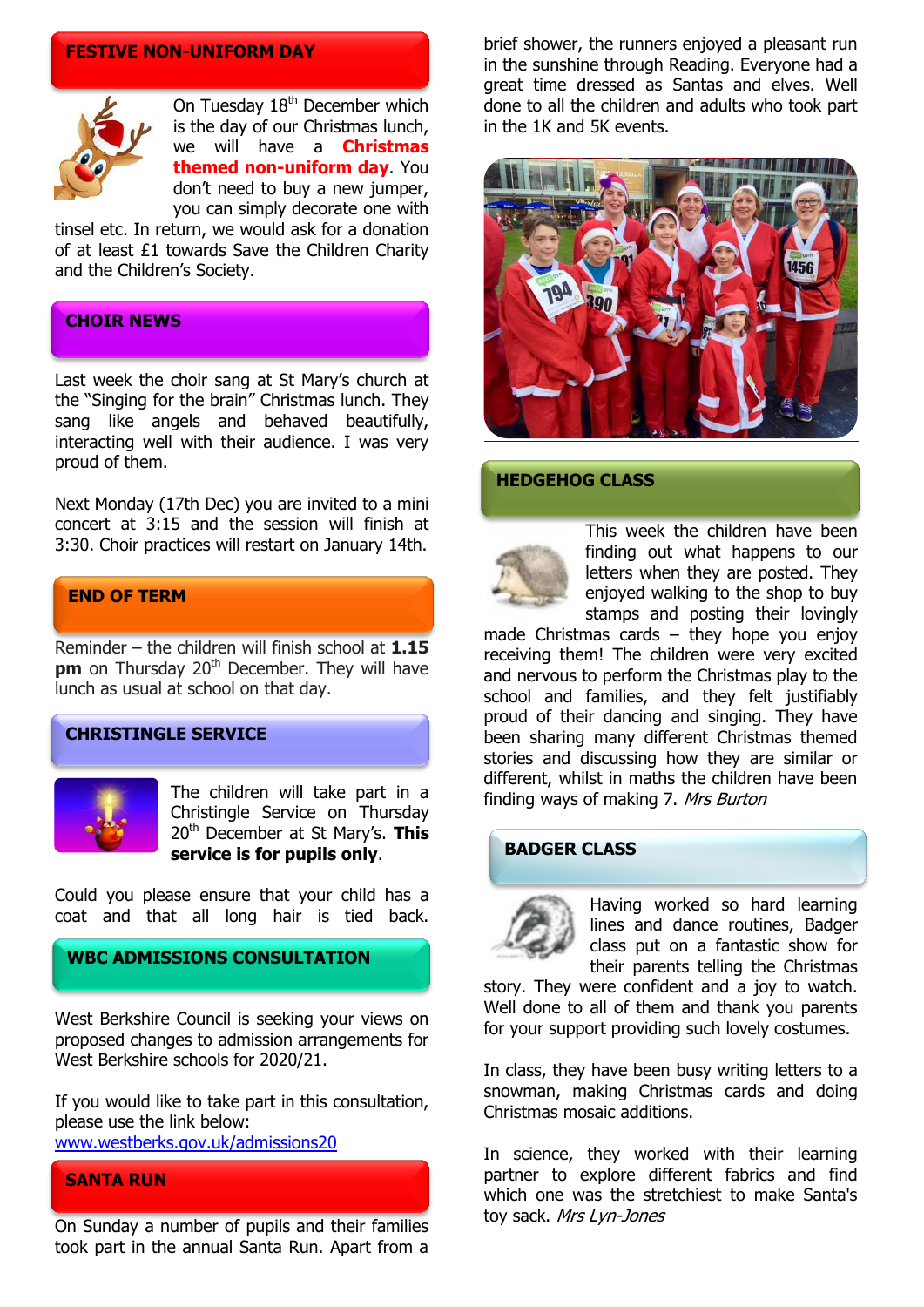## FESTIVE NON-UNIFORM DAY

On Tuesday 18th December which is the day of our Christmas lunch, we will have a **Christmas themed non-uniform day**. You don't need to buy a new jumper, you can simply decorate one with tinsel etc. In return, we would ask for a donation of at least £1 towards Save the Children Charity and the Children's Society.

## CHOIR NEWS

Last week the choir sang at St Mary's church at the "Singing for the brain" Christmas lunch. They sang like angels and behaved beautifully, interacting well with their audience. I was very proud of them.

Next Monday (17th Dec) you are invited to a mini concert at 3:15 and the session will finish at 3:30. Choir practices will restart on January 14th.

## END OF TERM

Reminder – the children will finish school at **1.15 pm** on Thursday 20th December. They will have lunch as usual at school on that day.

## CHRISTINGLE SERVICE

The children will take part in a Christingle Service on Thursday 20th December at St Mary's. **This service is for pupils only**.

Could you please ensure that your child has a coat and that all long hair is tied back.

## WBC ADMISSIONS CONSULTATION

West Berkshire Council is seeking your views on proposed changes to admission arrangements for West Berkshire schools for 2020/21.

If you would like to take part in this consultation, please use the link below:
www.westberks.gov.uk/admissions20

## SANTA RUN

On Sunday a number of pupils and their families took part in the annual Santa Run. Apart from a brief shower, the runners enjoyed a pleasant run in the sunshine through Reading. Everyone had a great time dressed as Santas and elves. Well done to all the children and adults who took part in the 1K and 5K events.

## HEDGEHOG CLASS

This week the children have been finding out what happens to our letters when they are posted. They enjoyed walking to the shop to buy stamps and posting their lovingly made Christmas cards – they hope you enjoy receiving them! The children were very excited and nervous to perform the Christmas play to the school and families, and they felt justifiably proud of their dancing and singing. They have been sharing many different Christmas themed stories and discussing how they are similar or different, whilst in maths the children have been finding ways of making 7. *Mrs Burton*

## BADGER CLASS

Having worked so hard learning lines and dance routines, Badger class put on a fantastic show for their parents telling the Christmas story. They were confident and a joy to watch. Well done to all of them and thank you parents for your support providing such lovely costumes.

In class, they have been busy writing letters to a snowman, making Christmas cards and doing Christmas mosaic additions.

In science, they worked with their learning partner to explore different fabrics and find which one was the stretchiest to make Santa's toy sack. *Mrs Lyn-Jones*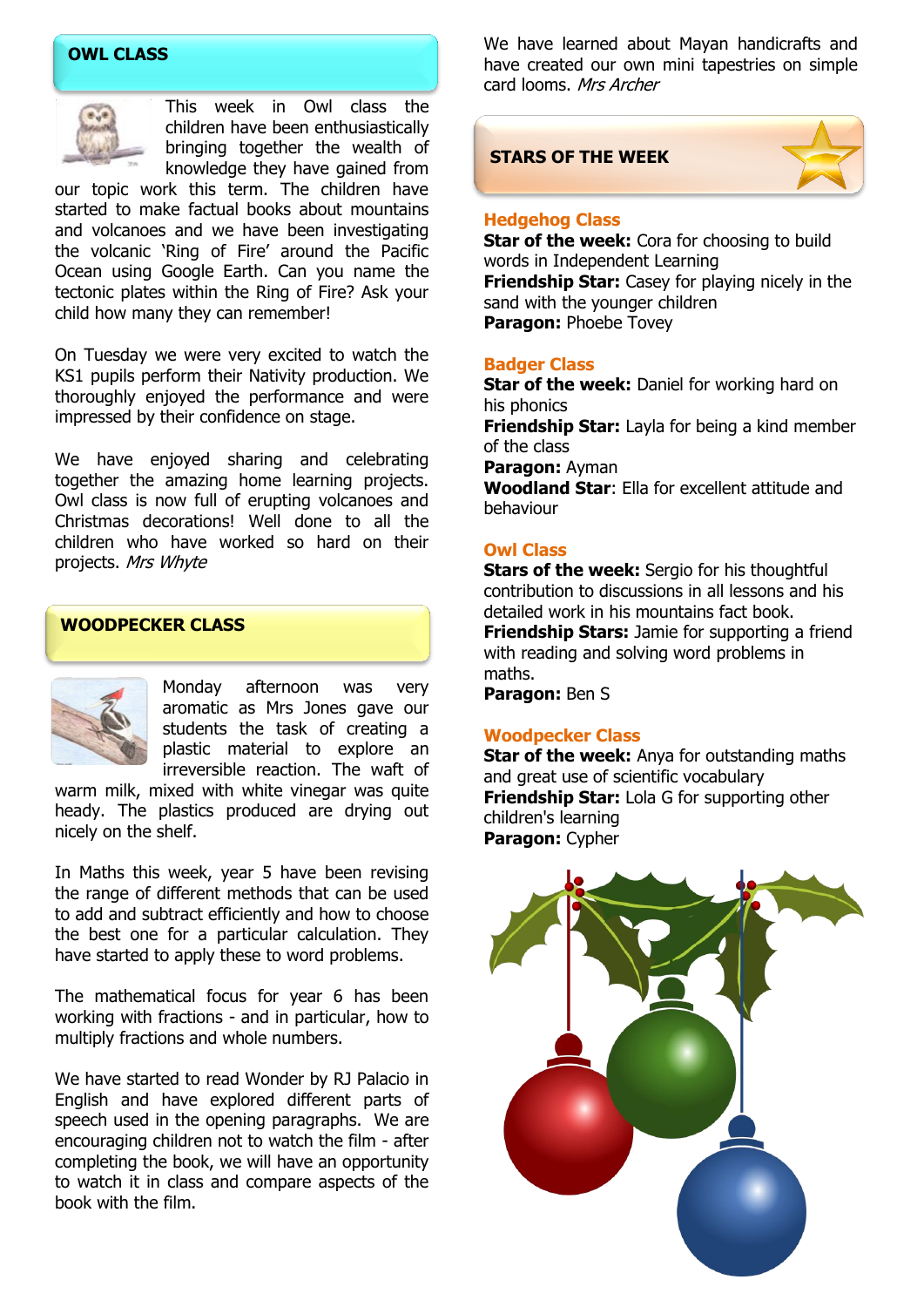## OWL CLASS

This week in Owl class the children have been enthusiastically bringing together the wealth of knowledge they have gained from our topic work this term. The children have started to make factual books about mountains and volcanoes and we have been investigating the volcanic 'Ring of Fire' around the Pacific Ocean using Google Earth. Can you name the tectonic plates within the Ring of Fire? Ask your child how many they can remember!

On Tuesday we were very excited to watch the KS1 pupils perform their Nativity production. We thoroughly enjoyed the performance and were impressed by their confidence on stage.

We have enjoyed sharing and celebrating together the amazing home learning projects. Owl class is now full of erupting volcanoes and Christmas decorations! Well done to all the children who have worked so hard on their projects. *Mrs Whyte*

## WOODPECKER CLASS

Monday afternoon was very aromatic as Mrs Jones gave our students the task of creating a plastic material to explore an irreversible reaction. The waft of warm milk, mixed with white vinegar was quite heady. The plastics produced are drying out nicely on the shelf.

In Maths this week, year 5 have been revising the range of different methods that can be used to add and subtract efficiently and how to choose the best one for a particular calculation. They have started to apply these to word problems.

The mathematical focus for year 6 has been working with fractions - and in particular, how to multiply fractions and whole numbers.

We have started to read Wonder by RJ Palacio in English and have explored different parts of speech used in the opening paragraphs. We are encouraging children not to watch the film - after completing the book, we will have an opportunity to watch it in class and compare aspects of the book with the film.

We have learned about Mayan handicrafts and have created our own mini tapestries on simple card looms. *Mrs Archer*

## STARS OF THE WEEK

### Hedgehog Class

**Star of the week:** Cora for choosing to build words in Independent Learning
**Friendship Star:** Casey for playing nicely in the sand with the younger children
**Paragon:** Phoebe Tovey

### Badger Class

**Star of the week:** Daniel for working hard on his phonics
**Friendship Star:** Layla for being a kind member of the class
**Paragon:** Ayman
**Woodland Star**: Ella for excellent attitude and behaviour

### Owl Class

**Stars of the week:** Sergio for his thoughtful contribution to discussions in all lessons and his detailed work in his mountains fact book.
**Friendship Stars:** Jamie for supporting a friend with reading and solving word problems in maths.
**Paragon:** Ben S

### Woodpecker Class

**Star of the week:** Anya for outstanding maths and great use of scientific vocabulary
**Friendship Star:** Lola G for supporting other children's learning
**Paragon:** Cypher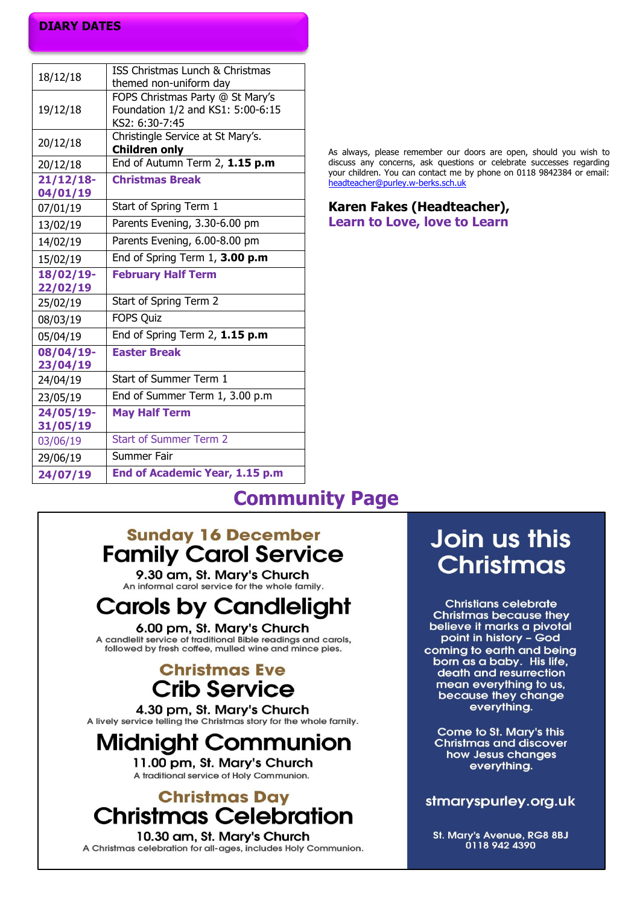## DIARY DATES

| | |
|---|---|
| 18/12/18 | ISS Christmas Lunch & Christmas themed non-uniform day |
| 19/12/18 | FOPS Christmas Party @ St Mary's Foundation 1/2 and KS1: 5:00-6:15 KS2: 6:30-7:45 |
| 20/12/18 | Christingle Service at St Mary's. **Children only** |
| 20/12/18 | End of Autumn Term 2, **1.15 p.m** |
| **21/12/18-04/01/19** | **Christmas Break** |
| 07/01/19 | Start of Spring Term 1 |
| 13/02/19 | Parents Evening, 3.30-6.00 pm |
| 14/02/19 | Parents Evening, 6.00-8.00 pm |
| 15/02/19 | End of Spring Term 1, **3.00 p.m** |
| **18/02/19-22/02/19** | **February Half Term** |
| 25/02/19 | Start of Spring Term 2 |
| 08/03/19 | FOPS Quiz |
| 05/04/19 | End of Spring Term 2, **1.15 p.m** |
| **08/04/19-23/04/19** | **Easter Break** |
| 24/04/19 | Start of Summer Term 1 |
| 23/05/19 | End of Summer Term 1, 3.00 p.m |
| **24/05/19-31/05/19** | **May Half Term** |
| 03/06/19 | Start of Summer Term 2 |
| 29/06/19 | Summer Fair |
| **24/07/19** | **End of Academic Year, 1.15 p.m** |

As always, please remember our doors are open, should you wish to discuss any concerns, ask questions or celebrate successes regarding your children. You can contact me by phone on 0118 9842384 or email: headteacher@purley.w-berks.sch.uk

**Karen Fakes (Headteacher),**
**Learn to Love, love to Learn**

# Community Page

**Sunday 16 December**
## Family Carol Service
**9.30 am, St. Mary's Church**
An informal carol service for the whole family.

## Carols by Candlelight
**6.00 pm, St. Mary's Church**
A candlelit service of traditional Bible readings and carols, followed by fresh coffee, mulled wine and mince pies.

**Christmas Eve**
## Crib Service
**4.30 pm, St. Mary's Church**
A lively service telling the Christmas story for the whole family.

## Midnight Communion
**11.00 pm, St. Mary's Church**
A traditional service of Holy Communion.

**Christmas Day**
## Christmas Celebration
**10.30 am, St. Mary's Church**
A Christmas celebration for all-ages, includes Holy Communion.

## Join us this Christmas

Christians celebrate Christmas because they believe it marks a pivotal point in history – God coming to earth and being born as a baby. His life, death and resurrection mean everything to us, because they change everything.

Come to St. Mary's this Christmas and discover how Jesus changes everything.

stmaryspurley.org.uk

St. Mary's Avenue, RG8 8BJ
0118 942 4390